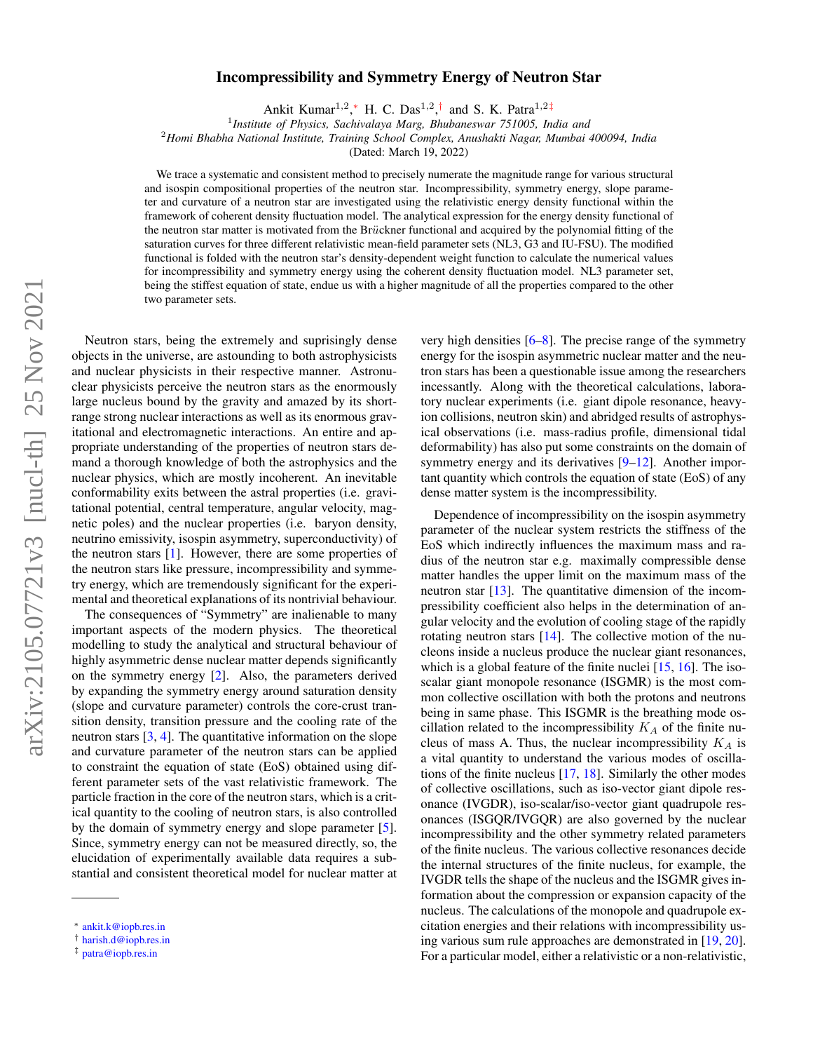# Incompressibility and Symmetry Energy of Neutron Star

Ankit Kumar[1,2,*], H. C. Das[1,2,†] and S. K. Patra[1,2‡]

[1] *Institute of Physics, Sachivalaya Marg, Bhubaneswar 751005, India and*

[2] *Homi Bhabha National Institute, Training School Complex, Anushakti Nagar, Mumbai 400094, India*

(Dated: March 19, 2022)

We trace a systematic and consistent method to precisely numerate the magnitude range for various structural and isospin compositional properties of the neutron star. Incompressibility, symmetry energy, slope parameter and curvature of a neutron star are investigated using the relativistic energy density functional within the framework of coherent density fluctuation model. The analytical expression for the energy density functional of the neutron star matter is motivated from the Brückner functional and acquired by the polynomial fitting of the saturation curves for three different relativistic mean-field parameter sets (NL3, G3 and IU-FSU). The modified functional is folded with the neutron star's density-dependent weight function to calculate the numerical values for incompressibility and symmetry energy using the coherent density fluctuation model. NL3 parameter set, being the stiffest equation of state, endue us with a higher magnitude of all the properties compared to the other two parameter sets.

Neutron stars, being the extremely and suprisingly dense objects in the universe, are astounding to both astrophysicists and nuclear physicists in their respective manner. Astronuclear physicists perceive the neutron stars as the enormously large nucleus bound by the gravity and amazed by its short-range strong nuclear interactions as well as its enormous gravitational and electromagnetic interactions. An entire and appropriate understanding of the properties of neutron stars demand a thorough knowledge of both the astrophysics and the nuclear physics, which are mostly incoherent. An inevitable conformability exits between the astral properties (i.e. gravitational potential, central temperature, angular velocity, magnetic poles) and the nuclear properties (i.e. baryon density, neutrino emissivity, isospin asymmetry, superconductivity) of the neutron stars [1]. However, there are some properties of the neutron stars like pressure, incompressibility and symmetry energy, which are tremendously significant for the experimental and theoretical explanations of its nontrivial behaviour.

The consequences of "Symmetry" are inalienable to many important aspects of the modern physics. The theoretical modelling to study the analytical and structural behaviour of highly asymmetric dense nuclear matter depends significantly on the symmetry energy [2]. Also, the parameters derived by expanding the symmetry energy around saturation density (slope and curvature parameter) controls the core-crust transition density, transition pressure and the cooling rate of the neutron stars [3, 4]. The quantitative information on the slope and curvature parameter of the neutron stars can be applied to constraint the equation of state (EoS) obtained using different parameter sets of the vast relativistic framework. The particle fraction in the core of the neutron stars, which is a critical quantity to the cooling of neutron stars, is also controlled by the domain of symmetry energy and slope parameter [5]. Since, symmetry energy can not be measured directly, so, the elucidation of experimentally available data requires a substantial and consistent theoretical model for nuclear matter at very high densities [6–8]. The precise range of the symmetry energy for the isospin asymmetric nuclear matter and the neutron stars has been a questionable issue among the researchers incessantly. Along with the theoretical calculations, laboratory nuclear experiments (i.e. giant dipole resonance, heavy-ion collisions, neutron skin) and abridged results of astrophysical observations (i.e. mass-radius profile, dimensional tidal deformability) has also put some constraints on the domain of symmetry energy and its derivatives [9–12]. Another important quantity which controls the equation of state (EoS) of any dense matter system is the incompressibility.

Dependence of incompressibility on the isospin asymmetry parameter of the nuclear system restricts the stiffness of the EoS which indirectly influences the maximum mass and radius of the neutron star e.g. maximally compressible dense matter handles the upper limit on the maximum mass of the neutron star [13]. The quantitative dimension of the incompressibility coefficient also helps in the determination of angular velocity and the evolution of cooling stage of the rapidly rotating neutron stars [14]. The collective motion of the nucleons inside a nucleus produce the nuclear giant resonances, which is a global feature of the finite nuclei [15, 16]. The isoscalar giant monopole resonance (ISGMR) is the most common collective oscillation with both the protons and neutrons being in same phase. This ISGMR is the breathing mode oscillation related to the incompressibility $K_A$ of the finite nucleus of mass A. Thus, the nuclear incompressibility $K_A$ is a vital quantity to understand the various modes of oscillations of the finite nucleus [17, 18]. Similarly the other modes of collective oscillations, such as iso-vector giant dipole resonance (IVGDR), iso-scalar/iso-vector giant quadrupole resonances (ISGQR/IVGQR) are also governed by the nuclear incompressibility and the other symmetry related parameters of the finite nucleus. The various collective resonances decide the internal structures of the finite nucleus, for example, the IVGDR tells the shape of the nucleus and the ISGMR gives information about the compression or expansion capacity of the nucleus. The calculations of the monopole and quadrupole excitation energies and their relations with incompressibility using various sum rule approaches are demonstrated in [19, 20]. For a particular model, either a relativistic or a non-relativistic,

* ankit.k@iopb.res.in
† harish.d@iopb.res.in
‡ patra@iopb.res.in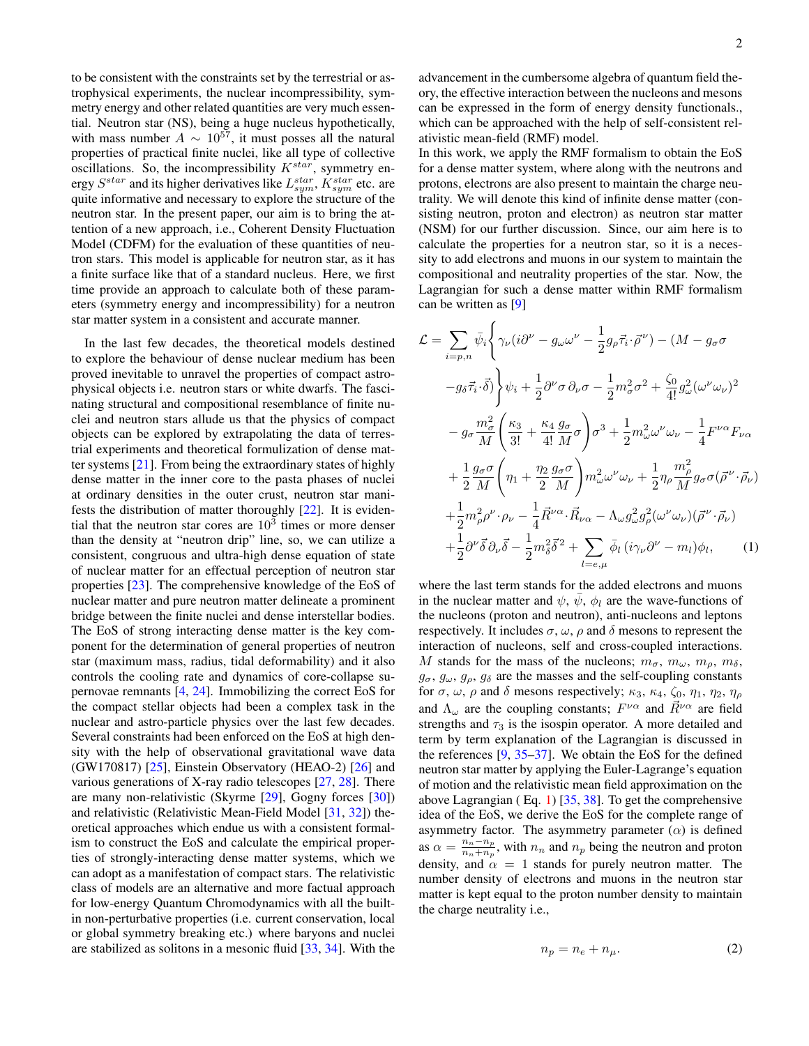to be consistent with the constraints set by the terrestrial or astrophysical experiments, the nuclear incompressibility, symmetry energy and other related quantities are very much essential. Neutron star (NS), being a huge nucleus hypothetically, with mass number $A \sim 10^{57}$, it must posses all the natural properties of practical finite nuclei, like all type of collective oscillations. So, the incompressibility $K^{star}$, symmetry energy $S^{star}$ and its higher derivatives like $L^{star}_{sym}$, $K^{star}_{sym}$ etc. are quite informative and necessary to explore the structure of the neutron star. In the present paper, our aim is to bring the attention of a new approach, i.e., Coherent Density Fluctuation Model (CDFM) for the evaluation of these quantities of neutron stars. This model is applicable for neutron star, as it has a finite surface like that of a standard nucleus. Here, we first time provide an approach to calculate both of these parameters (symmetry energy and incompressibility) for a neutron star matter system in a consistent and accurate manner.

In the last few decades, the theoretical models destined to explore the behaviour of dense nuclear medium has been proved inevitable to unravel the properties of compact astrophysical objects i.e. neutron stars or white dwarfs. The fascinating structural and compositional resemblance of finite nuclei and neutron stars allude us that the physics of compact objects can be explored by extrapolating the data of terrestrial experiments and theoretical formulization of dense matter systems [21]. From being the extraordinary states of highly dense matter in the inner core to the pasta phases of nuclei at ordinary densities in the outer crust, neutron star manifests the distribution of matter thoroughly [22]. It is evidential that the neutron star cores are $10^3$ times or more denser than the density at "neutron drip" line, so, we can utilize a consistent, congruous and ultra-high dense equation of state of nuclear matter for an effectual perception of neutron star properties [23]. The comprehensive knowledge of the EoS of nuclear matter and pure neutron matter delineate a prominent bridge between the finite nuclei and dense interstellar bodies. The EoS of strong interacting dense matter is the key component for the determination of general properties of neutron star (maximum mass, radius, tidal deformability) and it also controls the cooling rate and dynamics of core-collapse supernovae remnants [4, 24]. Immobilizing the correct EoS for the compact stellar objects had been a complex task in the nuclear and astro-particle physics over the last few decades. Several constraints had been enforced on the EoS at high density with the help of observational gravitational wave data (GW170817) [25], Einstein Observatory (HEAO-2) [26] and various generations of X-ray radio telescopes [27, 28]. There are many non-relativistic (Skyrme [29], Gogny forces [30]) and relativistic (Relativistic Mean-Field Model [31, 32]) theoretical approaches which endue us with a consistent formalism to construct the EoS and calculate the empirical properties of strongly-interacting dense matter systems, which we can adopt as a manifestation of compact stars. The relativistic class of models are an alternative and more factual approach for low-energy Quantum Chomodynamics with all the built-in non-perturbative properties (i.e. current conservation, local or global symmetry breaking etc.) where baryons and nuclei are stabilized as solitons in a mesonic fluid [33, 34]. With the advancement in the cumbersome algebra of quantum field theory, the effective interaction between the nucleons and mesons can be expressed in the form of energy density functionals., which can be approached with the help of self-consistent relativistic mean-field (RMF) model.

In this work, we apply the RMF formalism to obtain the EoS for a dense matter system, where along with the neutrons and protons, electrons are also present to maintain the charge neutrality. We will denote this kind of infinite dense matter (consisting neutron, proton and electron) as neutron star matter (NSM) for our further discussion. Since, our aim here is to calculate the properties for a neutron star, so it is a necessity to add electrons and muons in our system to maintain the compositional and neutrality properties of the star. Now, the Lagrangian for such a dense matter within RMF formalism can be written as [9]

$$
\begin{aligned}
\mathcal{L} = & \sum_{i=p,n} \bar{\psi}_i \Bigg\{ \gamma_\nu (i\partial^\nu - g_\omega \omega^\nu - \frac{1}{2} g_\rho \vec{\tau}_i \cdot \vec{\rho}^{\,\nu}) - (M - g_\sigma \sigma \\
& - g_\delta \vec{\tau}_i \cdot \vec{\delta}) \Bigg\} \psi_i + \frac{1}{2} \partial^\nu \sigma \, \partial_\nu \sigma - \frac{1}{2} m_\sigma^2 \sigma^2 + \frac{\zeta_0}{4!} g_\omega^2 (\omega^\nu \omega_\nu)^2 \\
& - g_\sigma \frac{m_\sigma^2}{M} \left( \frac{\kappa_3}{3!} + \frac{\kappa_4}{4!} \frac{g_\sigma}{M} \sigma \right) \sigma^3 + \frac{1}{2} m_\omega^2 \omega^\nu \omega_\nu - \frac{1}{4} F^{\nu\alpha} F_{\nu\alpha} \\
& + \frac{1}{2} \frac{g_\sigma \sigma}{M} \left( \eta_1 + \frac{\eta_2}{2} \frac{g_\sigma \sigma}{M} \right) m_\omega^2 \omega^\nu \omega_\nu + \frac{1}{2} \eta_\rho \frac{m_\rho^2}{M} g_\sigma \sigma (\vec{\rho}^{\,\nu} \cdot \vec{\rho}_\nu) \\
& + \frac{1}{2} m_\rho^2 \rho^\nu \cdot \rho_\nu - \frac{1}{4} \vec{R}^{\nu\alpha} \cdot \vec{R}_{\nu\alpha} - \Lambda_\omega g_\omega^2 g_\rho^2 (\omega^\nu \omega_\nu)(\vec{\rho}^{\,\nu} \cdot \vec{\rho}_\nu) \\
& + \frac{1}{2} \partial^\nu \vec{\delta} \, \partial_\nu \vec{\delta} - \frac{1}{2} m_\delta^2 \vec{\delta}^{\,2} + \sum_{l=e,\mu} \bar{\phi}_l \, (i\gamma_\nu \partial^\nu - m_l) \phi_l, \qquad (1)
\end{aligned}
$$

where the last term stands for the added electrons and muons in the nuclear matter and $\psi$, $\bar{\psi}$, $\phi_l$ are the wave-functions of the nucleons (proton and neutron), anti-nucleons and leptons respectively. It includes $\sigma$, $\omega$, $\rho$ and $\delta$ mesons to represent the interaction of nucleons, self and cross-coupled interactions. $M$ stands for the mass of the nucleons; $m_\sigma$, $m_\omega$, $m_\rho$, $m_\delta$, $g_\sigma$, $g_\omega$, $g_\rho$, $g_\delta$ are the masses and the self-coupling constants for $\sigma$, $\omega$, $\rho$ and $\delta$ mesons respectively; $\kappa_3$, $\kappa_4$, $\zeta_0$, $\eta_1$, $\eta_2$, $\eta_\rho$ and $\Lambda_\omega$ are the coupling constants; $F^{\nu\alpha}$ and $\vec{R}^{\nu\alpha}$ are field strengths and $\tau_3$ is the isospin operator. A more detailed and term by term explanation of the Lagrangian is discussed in the references [9, 35–37]. We obtain the EoS for the defined neutron star matter by applying the Euler-Lagrange's equation of motion and the relativistic mean field approximation on the above Lagrangian ( Eq. 1) [35, 38]. To get the comprehensive idea of the EoS, we derive the EoS for the complete range of asymmetry factor. The asymmetry parameter ($\alpha$) is defined as $\alpha = \frac{n_n - n_p}{n_n + n_p}$, with $n_n$ and $n_p$ being the neutron and proton density, and $\alpha = 1$ stands for purely neutron matter. The number density of electrons and muons in the neutron star matter is kept equal to the proton number density to maintain the charge neutrality i.e.,

$$
n_p = n_e + n_\mu. \qquad (2)
$$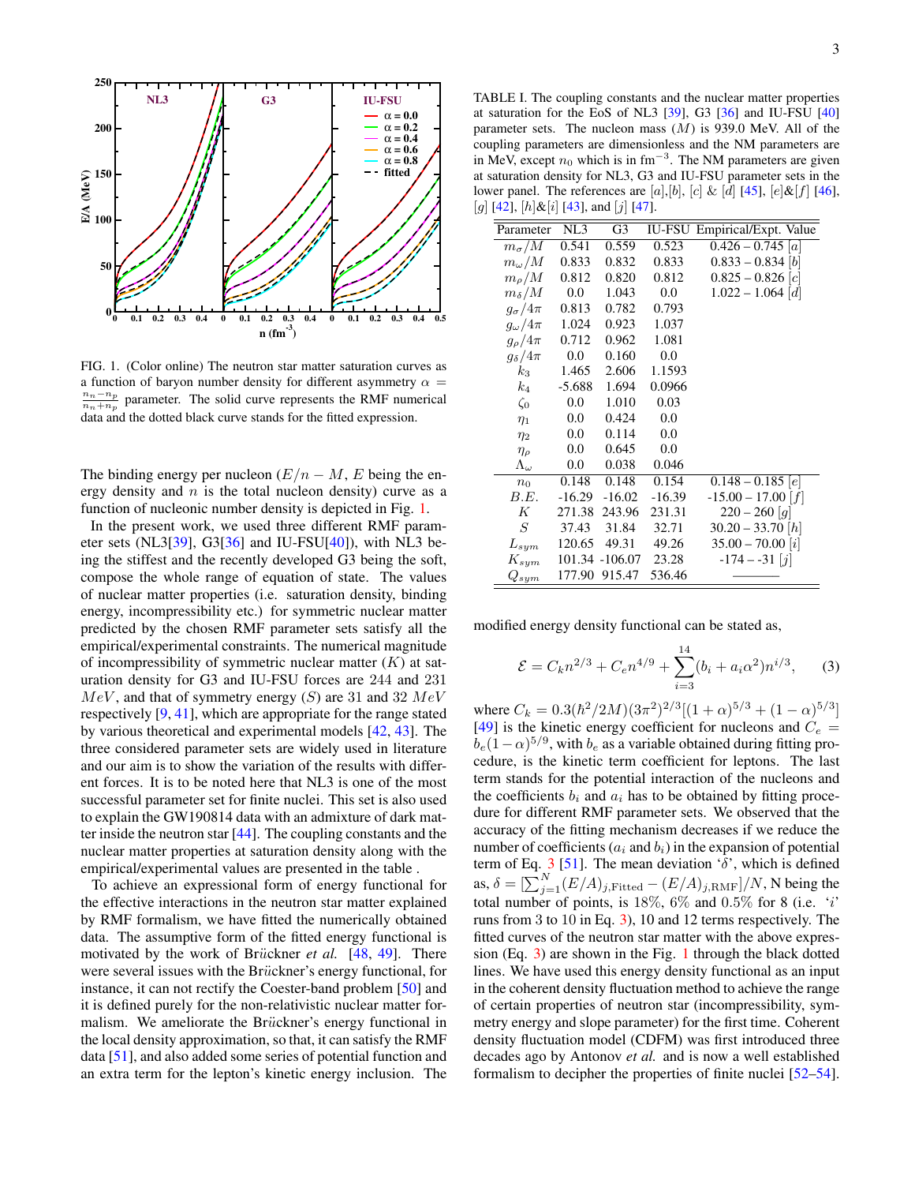FIG. 1. (Color online) The neutron star matter saturation curves as a function of baryon number density for different asymmetry $\alpha = \frac{n_n - n_p}{n_n + n_p}$ parameter. The solid curve represents the RMF numerical data and the dotted black curve stands for the fitted expression.

The binding energy per nucleon ($E/n - M$, $E$ being the energy density and $n$ is the total nucleon density) curve as a function of nucleonic number density is depicted in Fig. 1.

In the present work, we used three different RMF parameter sets (NL3[39], G3[36] and IU-FSU[40]), with NL3 being the stiffest and the recently developed G3 being the soft, compose the whole range of equation of state. The values of nuclear matter properties (i.e. saturation density, binding energy, incompressibility etc.) for symmetric nuclear matter predicted by the chosen RMF parameter sets satisfy all the empirical/experimental constraints. The numerical magnitude of incompressibility of symmetric nuclear matter ($K$) at saturation density for G3 and IU-FSU forces are 244 and 231 $MeV$, and that of symmetry energy ($S$) are 31 and 32 $MeV$ respectively [9, 41], which are appropriate for the range stated by various theoretical and experimental models [42, 43]. The three considered parameter sets are widely used in literature and our aim is to show the variation of the results with different forces. It is to be noted here that NL3 is one of the most successful parameter set for finite nuclei. This set is also used to explain the GW190814 data with an admixture of dark matter inside the neutron star [44]. The coupling constants and the nuclear matter properties at saturation density along with the empirical/experimental values are presented in the table .

To achieve an expressional form of energy functional for the effective interactions in the neutron star matter explained by RMF formalism, we have fitted the numerically obtained data. The assumptive form of the fitted energy functional is motivated by the work of Brückner *et al.* [48, 49]. There were several issues with the Brückner's energy functional, for instance, it can not rectify the Coester-band problem [50] and it is defined purely for the non-relativistic nuclear matter formalism. We ameliorate the Brückner's energy functional in the local density approximation, so that, it can satisfy the RMF data [51], and also added some series of potential function and an extra term for the lepton's kinetic energy inclusion. The modified energy density functional can be stated as,

$$\mathcal{E} = C_k n^{2/3} + C_e n^{4/9} + \sum_{i=3}^{14} (b_i + a_i \alpha^2) n^{i/3}, \quad (3)$$

where $C_k = 0.3(\hbar^2/2M)(3\pi^2)^{2/3}[(1+\alpha)^{5/3} + (1-\alpha)^{5/3}]$ [49] is the kinetic energy coefficient for nucleons and $C_e = b_e(1-\alpha)^{5/9}$, with $b_e$ as a variable obtained during fitting procedure, is the kinetic term coefficient for leptons. The last term stands for the potential interaction of the nucleons and the coefficients $b_i$ and $a_i$ has to be obtained by fitting procedure for different RMF parameter sets. We observed that the accuracy of the fitting mechanism decreases if we reduce the number of coefficients ($a_i$ and $b_i$) in the expansion of potential term of Eq. 3 [51]. The mean deviation '$\delta$', which is defined as, $\delta = [\sum_{j=1}^{N} (E/A)_{j,\text{Fitted}} - (E/A)_{j,\text{RMF}}]/N$, N being the total number of points, is 18%, 6% and 0.5% for 8 (i.e. '$i$' runs from 3 to 10 in Eq. 3), 10 and 12 terms respectively. The fitted curves of the neutron star matter with the above expression (Eq. 3) are shown in the Fig. 1 through the black dotted lines. We have used this energy density functional as an input in the coherent density fluctuation method to achieve the range of certain properties of neutron star (incompressibility, symmetry energy and slope parameter) for the first time. Coherent density fluctuation model (CDFM) was first introduced three decades ago by Antonov *et al.* and is now a well established formalism to decipher the properties of finite nuclei [52–54].

TABLE I. The coupling constants and the nuclear matter properties at saturation for the EoS of NL3 [39], G3 [36] and IU-FSU [40] parameter sets. The nucleon mass ($M$) is 939.0 MeV. All of the coupling parameters are dimensionless and the NM parameters are in MeV, except $n_0$ which is in fm$^{-3}$. The NM parameters are given at saturation density for NL3, G3 and IU-FSU parameter sets in the lower panel. The references are [a],[b], [c] & [d] [45], [e]&[f] [46], [g] [42], [h]&[i] [43], and [j] [47].

| Parameter | NL3 | G3 | IU-FSU | Empirical/Expt. Value |
|---|---|---|---|---|
| $m_\sigma/M$ | 0.541 | 0.559 | 0.523 | 0.426 – 0.745 [a] |
| $m_\omega/M$ | 0.833 | 0.832 | 0.833 | 0.833 – 0.834 [b] |
| $m_\rho/M$ | 0.812 | 0.820 | 0.812 | 0.825 – 0.826 [c] |
| $m_\delta/M$ | 0.0 | 1.043 | 0.0 | 1.022 – 1.064 [d] |
| $g_\sigma/4\pi$ | 0.813 | 0.782 | 0.793 | |
| $g_\omega/4\pi$ | 1.024 | 0.923 | 1.037 | |
| $g_\rho/4\pi$ | 0.712 | 0.962 | 1.081 | |
| $g_\delta/4\pi$ | 0.0 | 0.160 | 0.0 | |
| $k_3$ | 1.465 | 2.606 | 1.1593 | |
| $k_4$ | -5.688 | 1.694 | 0.0966 | |
| $\zeta_0$ | 0.0 | 1.010 | 0.03 | |
| $\eta_1$ | 0.0 | 0.424 | 0.0 | |
| $\eta_2$ | 0.0 | 0.114 | 0.0 | |
| $\eta_\rho$ | 0.0 | 0.645 | 0.0 | |
| $\Lambda_\omega$ | 0.0 | 0.038 | 0.046 | |
| $n_0$ | 0.148 | 0.148 | 0.154 | 0.148 – 0.185 [e] |
| $B.E.$ | -16.29 | -16.02 | -16.39 | -15.00 – 17.00 [f] |
| $K$ | 271.38 | 243.96 | 231.31 | 220 – 260 [g] |
| $S$ | 37.43 | 31.84 | 32.71 | 30.20 – 33.70 [h] |
| $L_{sym}$ | 120.65 | 49.31 | 49.26 | 35.00 – 70.00 [i] |
| $K_{sym}$ | 101.34 | -106.07 | 23.28 | -174 – -31 [j] |
| $Q_{sym}$ | 177.90 | 915.47 | 536.46 | ——— |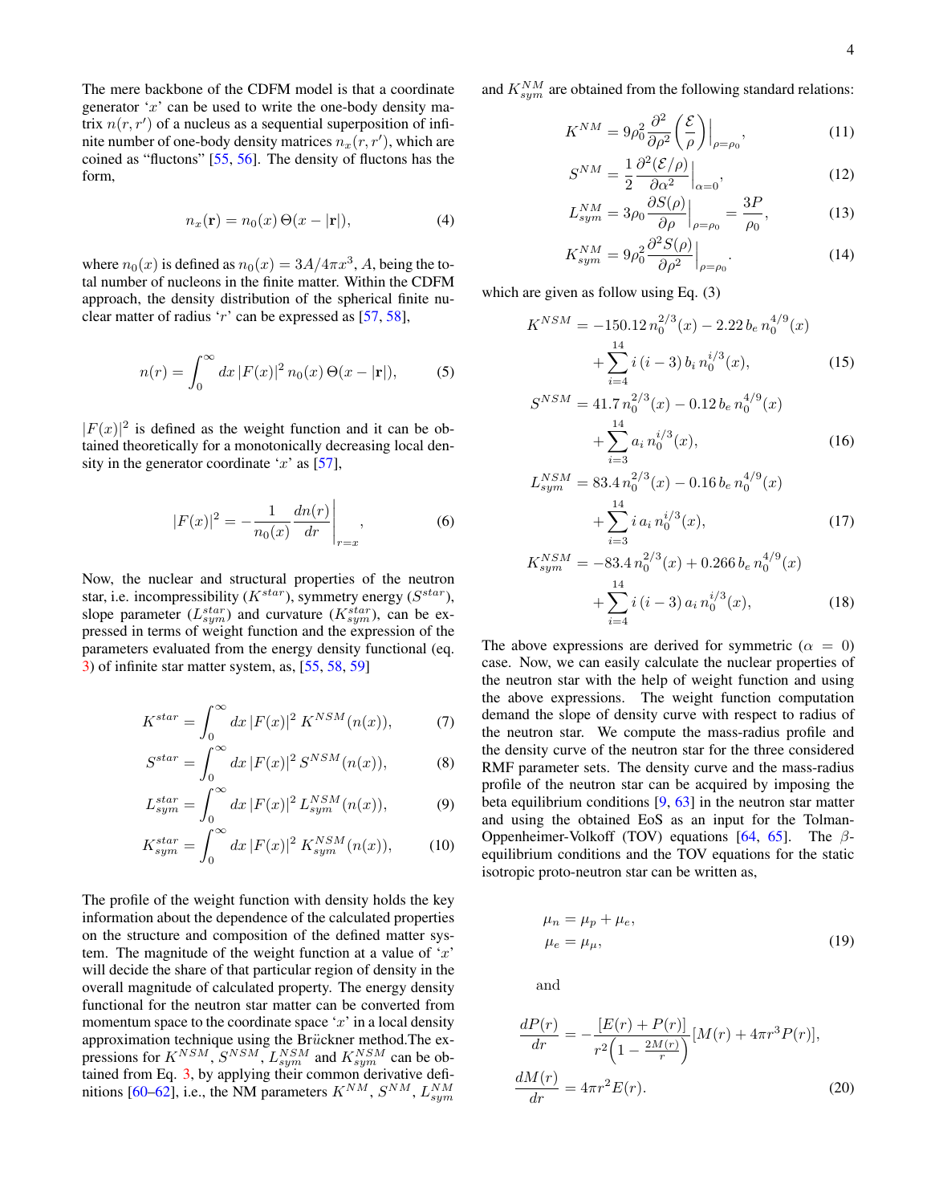The mere backbone of the CDFM model is that a coordinate generator '$x$' can be used to write the one-body density matrix $n(r, r')$ of a nucleus as a sequential superposition of infinite number of one-body density matrices $n_x(r, r')$, which are coined as "fluctons" [55, 56]. The density of fluctons has the form,

$$n_x(\mathbf{r}) = n_0(x)\,\Theta(x - |\mathbf{r}|), \tag{4}$$

where $n_0(x)$ is defined as $n_0(x) = 3A/4\pi x^3$, $A$, being the total number of nucleons in the finite matter. Within the CDFM approach, the density distribution of the spherical finite nuclear matter of radius '$r$' can be expressed as [57, 58],

$$n(r) = \int_0^\infty dx\, |F(x)|^2\, n_0(x)\, \Theta(x - |\mathbf{r}|), \tag{5}$$

$|F(x)|^2$ is defined as the weight function and it can be obtained theoretically for a monotonically decreasing local density in the generator coordinate '$x$' as [57],

$$|F(x)|^2 = -\frac{1}{n_0(x)} \frac{dn(r)}{dr}\bigg|_{r=x}, \tag{6}$$

Now, the nuclear and structural properties of the neutron star, i.e. incompressibility ($K^{star}$), symmetry energy ($S^{star}$), slope parameter ($L_{sym}^{star}$) and curvature ($K_{sym}^{star}$), can be expressed in terms of weight function and the expression of the parameters evaluated from the energy density functional (eq. 3) of infinite star matter system, as, [55, 58, 59]

$$K^{star} = \int_0^\infty dx\, |F(x)|^2\, K^{NSM}(n(x)), \tag{7}$$

$$S^{star} = \int_0^\infty dx\, |F(x)|^2\, S^{NSM}(n(x)), \tag{8}$$

$$L_{sym}^{star} = \int_0^\infty dx\, |F(x)|^2\, L_{sym}^{NSM}(n(x)), \tag{9}$$

$$K_{sym}^{star} = \int_0^\infty dx\, |F(x)|^2\, K_{sym}^{NSM}(n(x)), \tag{10}$$

The profile of the weight function with density holds the key information about the dependence of the calculated properties on the structure and composition of the defined matter system. The magnitude of the weight function at a value of '$x$' will decide the share of that particular region of density in the overall magnitude of calculated property. The energy density functional for the neutron star matter can be converted from momentum space to the coordinate space '$x$' in a local density approximation technique using the Brückner method.The expressions for $K^{NSM}$, $S^{NSM}$, $L_{sym}^{NSM}$ and $K_{sym}^{NSM}$ can be obtained from Eq. 3, by applying their common derivative definitions [60–62], i.e., the NM parameters $K^{NM}$, $S^{NM}$, $L_{sym}^{NM}$ and $K_{sym}^{NM}$ are obtained from the following standard relations:

$$K^{NM} = 9\rho_0^2 \frac{\partial^2}{\partial \rho^2}\left(\frac{\mathcal{E}}{\rho}\right)\Big|_{\rho=\rho_0}, \tag{11}$$

$$S^{NM} = \frac{1}{2}\frac{\partial^2(\mathcal{E}/\rho)}{\partial \alpha^2}\Big|_{\alpha=0}, \tag{12}$$

$$L_{sym}^{NM} = 3\rho_0 \frac{\partial S(\rho)}{\partial \rho}\Big|_{\rho=\rho_0} = \frac{3P}{\rho_0}, \tag{13}$$

$$K_{sym}^{NM} = 9\rho_0^2 \frac{\partial^2 S(\rho)}{\partial \rho^2}\Big|_{\rho=\rho_0}. \tag{14}$$

which are given as follow using Eq. (3)

$$K^{NSM} = -150.12\, n_0^{2/3}(x) - 2.22\, b_e\, n_0^{4/9}(x) + \sum_{i=4}^{14} i\,(i-3)\, b_i\, n_0^{i/3}(x), \tag{15}$$

$$S^{NSM} = 41.7\, n_0^{2/3}(x) - 0.12\, b_e\, n_0^{4/9}(x) + \sum_{i=3}^{14} a_i\, n_0^{i/3}(x), \tag{16}$$

$$L_{sym}^{NSM} = 83.4\, n_0^{2/3}(x) - 0.16\, b_e\, n_0^{4/9}(x) + \sum_{i=3}^{14} i\, a_i\, n_0^{i/3}(x), \tag{17}$$

$$K_{sym}^{NSM} = -83.4\, n_0^{2/3}(x) + 0.266\, b_e\, n_0^{4/9}(x) + \sum_{i=4}^{14} i\,(i-3)\, a_i\, n_0^{i/3}(x), \tag{18}$$

The above expressions are derived for symmetric ($\alpha = 0$) case. Now, we can easily calculate the nuclear properties of the neutron star with the help of weight function and using the above expressions. The weight function computation demand the slope of density curve with respect to radius of the neutron star. We compute the mass-radius profile and the density curve of the neutron star for the three considered RMF parameter sets. The density curve and the mass-radius profile of the neutron star can be acquired by imposing the beta equilibrium conditions [9, 63] in the neutron star matter and using the obtained EoS as an input for the Tolman-Oppenheimer-Volkoff (TOV) equations [64, 65]. The $\beta$-equilibrium conditions and the TOV equations for the static isotropic proto-neutron star can be written as,

$$\begin{aligned} \mu_n &= \mu_p + \mu_e, \\ \mu_e &= \mu_\mu, \end{aligned} \tag{19}$$

and

$$\begin{aligned} \frac{dP(r)}{dr} &= -\frac{[E(r) + P(r)]}{r^2\left(1 - \frac{2M(r)}{r}\right)}[M(r) + 4\pi r^3 P(r)], \\ \frac{dM(r)}{dr} &= 4\pi r^2 E(r). \end{aligned} \tag{20}$$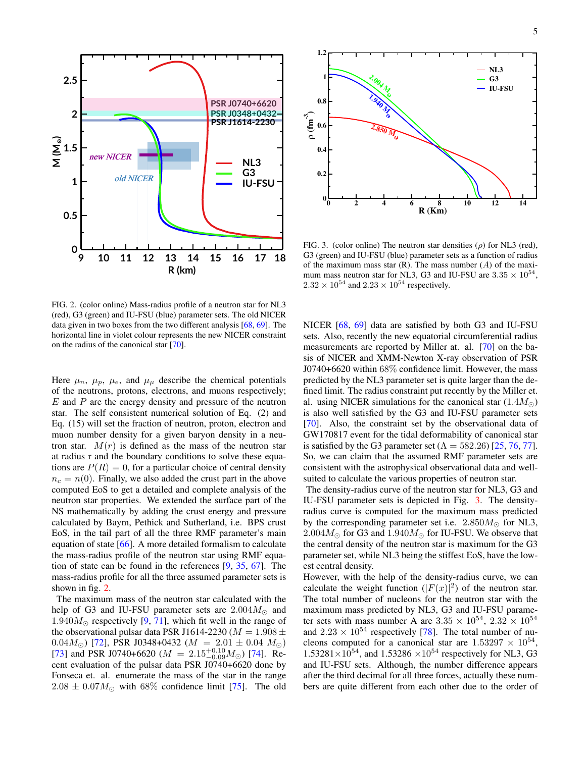FIG. 2. (color online) Mass-radius profile of a neutron star for NL3 (red), G3 (green) and IU-FSU (blue) parameter sets. The old NICER data given in two boxes from the two different analysis [68, 69]. The horizontal line in violet colour represents the new NICER constraint on the radius of the canonical star [70].

FIG. 3. (color online) The neutron star densities ($\rho$) for NL3 (red), G3 (green) and IU-FSU (blue) parameter sets as a function of radius of the maximum mass star (R). The mass number ($A$) of the maximum mass neutron star for NL3, G3 and IU-FSU are $3.35 \times 10^{54}$, $2.32 \times 10^{54}$ and $2.23 \times 10^{54}$ respectively.

Here $\mu_n$, $\mu_p$, $\mu_e$, and $\mu_\mu$ describe the chemical potentials of the neutrons, protons, electrons, and muons respectively; $E$ and $P$ are the energy density and pressure of the neutron star. The self consistent numerical solution of Eq. (2) and Eq. (15) will set the fraction of neutron, proton, electron and muon number density for a given baryon density in a neutron star. $M(r)$ is defined as the mass of the neutron star at radius r and the boundary conditions to solve these equations are $P(R) = 0$, for a particular choice of central density $n_c = n(0)$. Finally, we also added the crust part in the above computed EoS to get a detailed and complete analysis of the neutron star properties. We extended the surface part of the NS mathematically by adding the crust energy and pressure calculated by Baym, Pethick and Sutherland, i.e. BPS crust EoS, in the tail part of all the three RMF parameter's main equation of state [66]. A more detailed formalism to calculate the mass-radius profile of the neutron star using RMF equation of state can be found in the references [9, 35, 67]. The mass-radius profile for all the three assumed parameter sets is shown in fig. 2.

The maximum mass of the neutron star calculated with the help of G3 and IU-FSU parameter sets are $2.004M_\odot$ and $1.940M_\odot$ respectively [9, 71], which fit well in the range of the observational pulsar data PSR J1614-2230 ($M = 1.908 \pm 0.04M_\odot$) [72], PSR J0348+0432 ($M = 2.01 \pm 0.04\ M_\odot$) [73] and PSR J0740+6620 ($M = 2.15^{+0.10}_{-0.09}M_\odot$) [74]. Recent evaluation of the pulsar data PSR J0740+6620 done by Fonseca et. al. enumerate the mass of the star in the range $2.08 \pm 0.07M_\odot$ with 68% confidence limit [75]. The old NICER [68, 69] data are satisfied by both G3 and IU-FSU sets. Also, recently the new equatorial circumferential radius measurements are reported by Miller at. al. [70] on the basis of NICER and XMM-Newton X-ray observation of PSR J0740+6620 within 68% confidence limit. However, the mass predicted by the NL3 parameter set is quite larger than the defined limit. The radius constraint put recently by the Miller et. al. using NICER simulations for the canonical star ($1.4M_\odot$) is also well satisfied by the G3 and IU-FSU parameter sets [70]. Also, the constraint set by the observational data of GW170817 event for the tidal deformability of canonical star is satisfied by the G3 parameter set ($\Lambda = 582.26$) [25, 76, 77]. So, we can claim that the assumed RMF parameter sets are consistent with the astrophysical observational data and well-suited to calculate the various properties of neutron star.

The density-radius curve of the neutron star for NL3, G3 and IU-FSU parameter sets is depicted in Fig. 3. The density-radius curve is computed for the maximum mass predicted by the corresponding parameter set i.e. $2.850M_\odot$ for NL3, $2.004M_\odot$ for G3 and $1.940M_\odot$ for IU-FSU. We observe that the central density of the neutron star is maximum for the G3 parameter set, while NL3 being the stiffest EoS, have the lowest central density.

However, with the help of the density-radius curve, we can calculate the weight function ($|F(x)|^2$) of the neutron star. The total number of nucleons for the neutron star with the maximum mass predicted by NL3, G3 and IU-FSU parameter sets with mass number A are $3.35 \times 10^{54}$, $2.32 \times 10^{54}$ and $2.23 \times 10^{54}$ respectively [78]. The total number of nucleons computed for a canonical star are $1.53297 \times 10^{54}$, $1.53281 \times 10^{54}$, and $1.53286 \times 10^{54}$ respectively for NL3, G3 and IU-FSU sets. Although, the number difference appears after the third decimal for all three forces, actually these numbers are quite different from each other due to the order of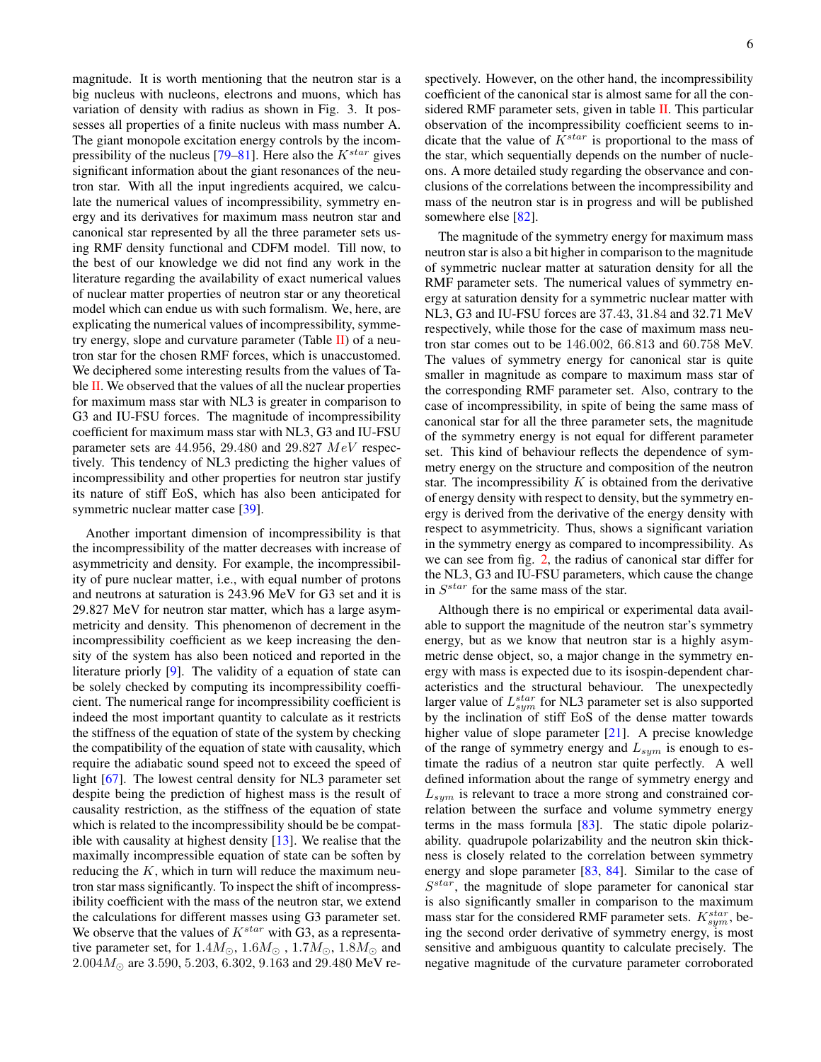magnitude. It is worth mentioning that the neutron star is a big nucleus with nucleons, electrons and muons, which has variation of density with radius as shown in Fig. 3. It possesses all properties of a finite nucleus with mass number A. The giant monopole excitation energy controls by the incompressibility of the nucleus [79–81]. Here also the $K^{star}$ gives significant information about the giant resonances of the neutron star. With all the input ingredients acquired, we calculate the numerical values of incompressibility, symmetry energy and its derivatives for maximum mass neutron star and canonical star represented by all the three parameter sets using RMF density functional and CDFM model. Till now, to the best of our knowledge we did not find any work in the literature regarding the availability of exact numerical values of nuclear matter properties of neutron star or any theoretical model which can endue us with such formalism. We, here, are explicating the numerical values of incompressibility, symmetry energy, slope and curvature parameter (Table II) of a neutron star for the chosen RMF forces, which is unaccustomed. We deciphered some interesting results from the values of Table II. We observed that the values of all the nuclear properties for maximum mass star with NL3 is greater in comparison to G3 and IU-FSU forces. The magnitude of incompressibility coefficient for maximum mass star with NL3, G3 and IU-FSU parameter sets are 44.956, 29.480 and 29.827 $MeV$ respectively. This tendency of NL3 predicting the higher values of incompressibility and other properties for neutron star justify its nature of stiff EoS, which has also been anticipated for symmetric nuclear matter case [39].

Another important dimension of incompressibility is that the incompressibility of the matter decreases with increase of asymmetricity and density. For example, the incompressibility of pure nuclear matter, i.e., with equal number of protons and neutrons at saturation is 243.96 MeV for G3 set and it is 29.827 MeV for neutron star matter, which has a large asymmetricity and density. This phenomenon of decrement in the incompressibility coefficient as we keep increasing the density of the system has also been noticed and reported in the literature priorly [9]. The validity of a equation of state can be solely checked by computing its incompressibility coefficient. The numerical range for incompressibility coefficient is indeed the most important quantity to calculate as it restricts the stiffness of the equation of state of the system by checking the compatibility of the equation of state with causality, which require the adiabatic sound speed not to exceed the speed of light [67]. The lowest central density for NL3 parameter set despite being the prediction of highest mass is the result of causality restriction, as the stiffness of the equation of state which is related to the incompressibility should be be compatible with causality at highest density [13]. We realise that the maximally incompressible equation of state can be soften by reducing the $K$, which in turn will reduce the maximum neutron star mass significantly. To inspect the shift of incompressibility coefficient with the mass of the neutron star, we extend the calculations for different masses using G3 parameter set. We observe that the values of $K^{star}$ with G3, as a representative parameter set, for $1.4M_{\odot}$, $1.6M_{\odot}$ , $1.7M_{\odot}$, $1.8M_{\odot}$ and $2.004M_{\odot}$ are 3.590, 5.203, 6.302, 9.163 and 29.480 MeV respectively. However, on the other hand, the incompressibility coefficient of the canonical star is almost same for all the considered RMF parameter sets, given in table II. This particular observation of the incompressibility coefficient seems to indicate that the value of $K^{star}$ is proportional to the mass of the star, which sequentially depends on the number of nucleons. A more detailed study regarding the observance and conclusions of the correlations between the incompressibility and mass of the neutron star is in progress and will be published somewhere else [82].

The magnitude of the symmetry energy for maximum mass neutron star is also a bit higher in comparison to the magnitude of symmetric nuclear matter at saturation density for all the RMF parameter sets. The numerical values of symmetry energy at saturation density for a symmetric nuclear matter with NL3, G3 and IU-FSU forces are 37.43, 31.84 and 32.71 MeV respectively, while those for the case of maximum mass neutron star comes out to be 146.002, 66.813 and 60.758 MeV. The values of symmetry energy for canonical star is quite smaller in magnitude as compare to maximum mass star of the corresponding RMF parameter set. Also, contrary to the case of incompressibility, in spite of being the same mass of canonical star for all the three parameter sets, the magnitude of the symmetry energy is not equal for different parameter set. This kind of behaviour reflects the dependence of symmetry energy on the structure and composition of the neutron star. The incompressibility $K$ is obtained from the derivative of energy density with respect to density, but the symmetry energy is derived from the derivative of the energy density with respect to asymmetricity. Thus, shows a significant variation in the symmetry energy as compared to incompressibility. As we can see from fig. 2, the radius of canonical star differ for the NL3, G3 and IU-FSU parameters, which cause the change in $S^{star}$ for the same mass of the star.

Although there is no empirical or experimental data available to support the magnitude of the neutron star's symmetry energy, but as we know that neutron star is a highly asymmetric dense object, so, a major change in the symmetry energy with mass is expected due to its isospin-dependent characteristics and the structural behaviour. The unexpectedly larger value of $L_{sym}^{star}$ for NL3 parameter set is also supported by the inclination of stiff EoS the dense matter towards higher value of slope parameter [21]. A precise knowledge of the range of symmetry energy and $L_{sym}$ is enough to estimate the radius of a neutron star quite perfectly. A well defined information about the range of symmetry energy and $L_{sym}$ is relevant to trace a more strong and constrained correlation between the surface and volume symmetry energy terms in the mass formula [83]. The static dipole polarizability. quadrupole polarizability and the neutron skin thickness is closely related to the correlation between symmetry energy and slope parameter [83, 84]. Similar to the case of $S^{star}$, the magnitude of slope parameter for canonical star is also significantly smaller in comparison to the maximum mass star for the considered RMF parameter sets. $K_{sym}^{star}$, being the second order derivative of symmetry energy, is most sensitive and ambiguous quantity to calculate precisely. The negative magnitude of the curvature parameter corroborated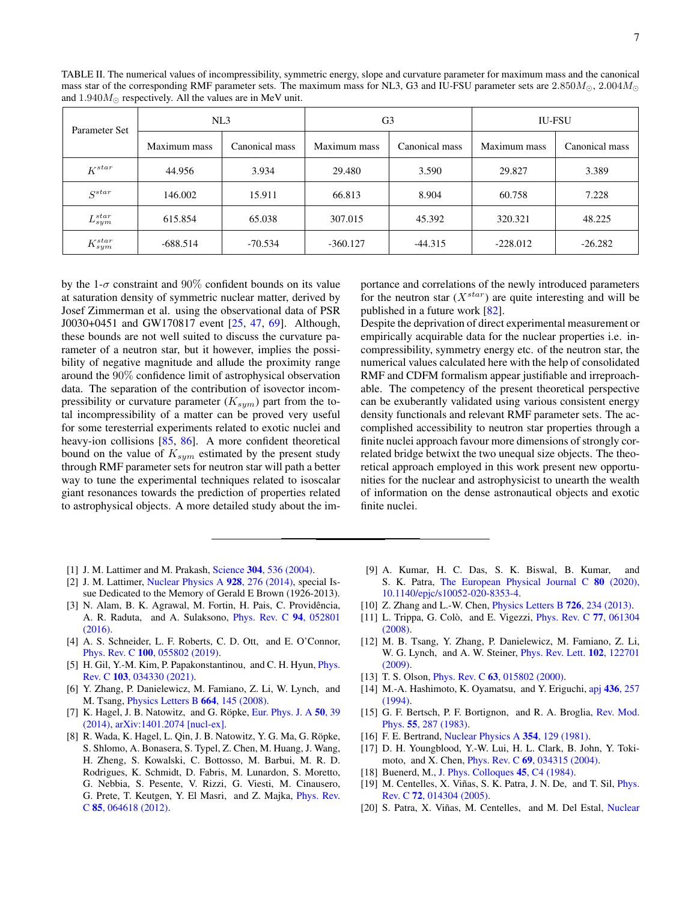TABLE II. The numerical values of incompressibility, symmetric energy, slope and curvature parameter for maximum mass and the canonical mass star of the corresponding RMF parameter sets. The maximum mass for NL3, G3 and IU-FSU parameter sets are $2.850 M_{\odot}$, $2.004 M_{\odot}$ and $1.940 M_{\odot}$ respectively. All the values are in MeV unit.

| Parameter Set | NL3 | | G3 | | IU-FSU | |
|---|---|---|---|---|---|---|
| | Maximum mass | Canonical mass | Maximum mass | Canonical mass | Maximum mass | Canonical mass |
| $K^{star}$ | 44.956 | 3.934 | 29.480 | 3.590 | 29.827 | 3.389 |
| $S^{star}$ | 146.002 | 15.911 | 66.813 | 8.904 | 60.758 | 7.228 |
| $L^{star}_{sym}$ | 615.854 | 65.038 | 307.015 | 45.392 | 320.321 | 48.225 |
| $K^{star}_{sym}$ | -688.514 | -70.534 | -360.127 | -44.315 | -228.012 | -26.282 |

by the 1-$\sigma$ constraint and 90% confident bounds on its value at saturation density of symmetric nuclear matter, derived by Josef Zimmerman et al. using the observational data of PSR J0030+0451 and GW170817 event [25, 47, 69]. Although, these bounds are not well suited to discuss the curvature parameter of a neutron star, but it however, implies the possibility of negative magnitude and allude the proximity range around the 90% confidence limit of astrophysical observation data. The separation of the contribution of isovector incompressibility or curvature parameter ($K_{sym}$) part from the total incompressibility of a matter can be proved very useful for some teresterrial experiments related to exotic nuclei and heavy-ion collisions [85, 86]. A more confident theoretical bound on the value of $K_{sym}$ estimated by the present study through RMF parameter sets for neutron star will path a better way to tune the experimental techniques related to isoscalar giant resonances towards the prediction of properties related to astrophysical objects. A more detailed study about the importance and correlations of the newly introduced parameters for the neutron star ($X^{star}$) are quite interesting and will be published in a future work [82].

Despite the deprivation of direct experimental measurement or empirically acquirable data for the nuclear properties i.e. incompressibility, symmetry energy etc. of the neutron star, the numerical values calculated here with the help of consolidated RMF and CDFM formalism appear justifiable and irreproachable. The competency of the present theoretical perspective can be exuberantly validated using various consistent energy density functionals and relevant RMF parameter sets. The accomplished accessibility to neutron star properties through a finite nuclei approach favour more dimensions of strongly correlated bridge betwixt the two unequal size objects. The theoretical approach employed in this work present new opportunities for the nuclear and astrophysicist to unearth the wealth of information on the dense astronautical objects and exotic finite nuclei.

---

[1] J. M. Lattimer and M. Prakash, Science **304**, 536 (2004).

[2] J. M. Lattimer, Nuclear Physics A **928**, 276 (2014), special Issue Dedicated to the Memory of Gerald E Brown (1926-2013).

[3] N. Alam, B. K. Agrawal, M. Fortin, H. Pais, C. Providência, A. R. Raduta, and A. Sulaksono, Phys. Rev. C **94**, 052801 (2016).

[4] A. S. Schneider, L. F. Roberts, C. D. Ott, and E. O'Connor, Phys. Rev. C **100**, 055802 (2019).

[5] H. Gil, Y.-M. Kim, P. Papakonstantinou, and C. H. Hyun, Phys. Rev. C **103**, 034330 (2021).

[6] Y. Zhang, P. Danielewicz, M. Famiano, Z. Li, W. Lynch, and M. Tsang, Physics Letters B **664**, 145 (2008).

[7] K. Hagel, J. B. Natowitz, and G. Röpke, Eur. Phys. J. A **50**, 39 (2014), arXiv:1401.2074 [nucl-ex].

[8] R. Wada, K. Hagel, L. Qin, J. B. Natowitz, Y. G. Ma, G. Röpke, S. Shlomo, A. Bonasera, S. Typel, Z. Chen, M. Huang, J. Wang, H. Zheng, S. Kowalski, C. Bottosso, M. Barbui, M. R. D. Rodrigues, K. Schmidt, D. Fabris, M. Lunardon, S. Moretto, G. Nebbia, S. Pesente, V. Rizzi, G. Viesti, M. Cinausero, G. Prete, T. Keutgen, Y. El Masri, and Z. Majka, Phys. Rev. C **85**, 064618 (2012).

[9] A. Kumar, H. C. Das, S. K. Biswal, B. Kumar, and S. K. Patra, The European Physical Journal C **80** (2020), 10.1140/epjc/s10052-020-8353-4.

[10] Z. Zhang and L.-W. Chen, Physics Letters B **726**, 234 (2013).

[11] L. Trippa, G. Colò, and E. Vigezzi, Phys. Rev. C **77**, 061304 (2008).

[12] M. B. Tsang, Y. Zhang, P. Danielewicz, M. Famiano, Z. Li, W. G. Lynch, and A. W. Steiner, Phys. Rev. Lett. **102**, 122701 (2009).

[13] T. S. Olson, Phys. Rev. C **63**, 015802 (2000).

[14] M.-A. Hashimoto, K. Oyamatsu, and Y. Eriguchi, apj **436**, 257 (1994).

[15] G. F. Bertsch, P. F. Bortignon, and R. A. Broglia, Rev. Mod. Phys. **55**, 287 (1983).

[16] F. E. Bertrand, Nuclear Physics A **354**, 129 (1981).

[17] D. H. Youngblood, Y.-W. Lui, H. L. Clark, B. John, Y. Tokimoto, and X. Chen, Phys. Rev. C **69**, 034315 (2004).

[18] Buenerd, M., J. Phys. Colloques **45**, C4 (1984).

[19] M. Centelles, X. Viñas, S. K. Patra, J. N. De, and T. Sil, Phys. Rev. C **72**, 014304 (2005).

[20] S. Patra, X. Viñas, M. Centelles, and M. Del Estal, Nuclear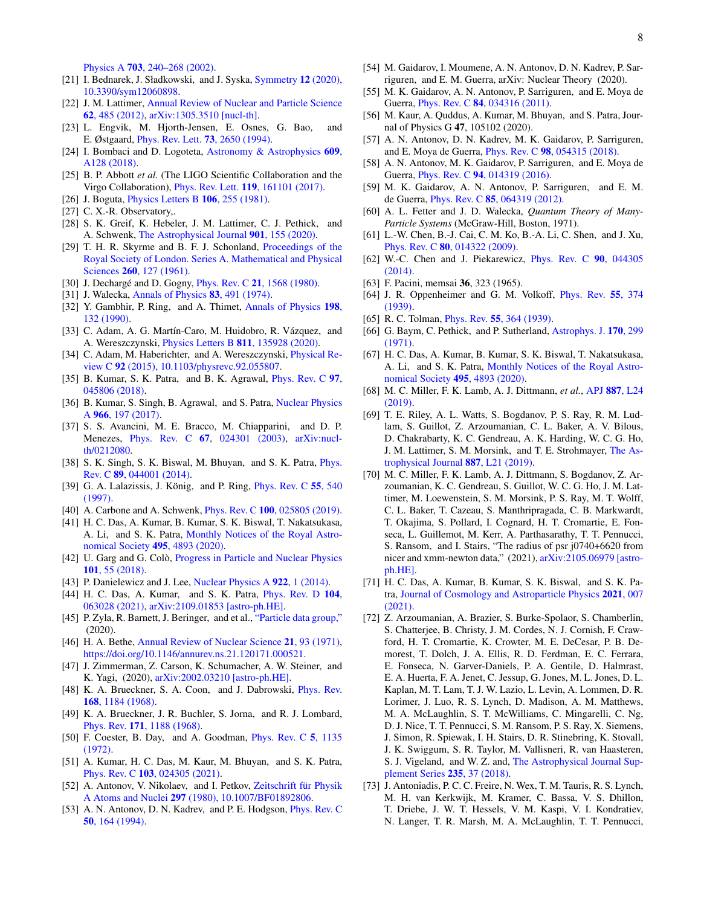Physics A **703**, 240–268 (2002).

[21] I. Bednarek, J. Sładkowski, and J. Syska, Symmetry **12** (2020), 10.3390/sym12060898.

[22] J. M. Lattimer, Annual Review of Nuclear and Particle Science **62**, 485 (2012), arXiv:1305.3510 [nucl-th].

[23] L. Engvik, M. Hjorth-Jensen, E. Osnes, G. Bao, and E. Østgaard, Phys. Rev. Lett. **73**, 2650 (1994).

[24] I. Bombaci and D. Logoteta, Astronomy & Astrophysics **609**, A128 (2018).

[25] B. P. Abbott *et al.* (The LIGO Scientific Collaboration and the Virgo Collaboration), Phys. Rev. Lett. **119**, 161101 (2017).

[26] J. Boguta, Physics Letters B **106**, 255 (1981).

[27] C. X.-R. Observatory,.

[28] S. K. Greif, K. Hebeler, J. M. Lattimer, C. J. Pethick, and A. Schwenk, The Astrophysical Journal **901**, 155 (2020).

[29] T. H. R. Skyrme and B. F. J. Schonland, Proceedings of the Royal Society of London. Series A. Mathematical and Physical Sciences **260**, 127 (1961).

[30] J. Dechargé and D. Gogny, Phys. Rev. C **21**, 1568 (1980).

[31] J. Walecka, Annals of Physics **83**, 491 (1974).

[32] Y. Gambhir, P. Ring, and A. Thimet, Annals of Physics **198**, 132 (1990).

[33] C. Adam, A. G. Martín-Caro, M. Huidobro, R. Vázquez, and A. Wereszczynski, Physics Letters B **811**, 135928 (2020).

[34] C. Adam, M. Haberichter, and A. Wereszczynski, Physical Review C **92** (2015), 10.1103/physrevc.92.055807.

[35] B. Kumar, S. K. Patra, and B. K. Agrawal, Phys. Rev. C **97**, 045806 (2018).

[36] B. Kumar, S. Singh, B. Agrawal, and S. Patra, Nuclear Physics A **966**, 197 (2017).

[37] S. S. Avancini, M. E. Bracco, M. Chiapparini, and D. P. Menezes, Phys. Rev. C **67**, 024301 (2003), arXiv:nucl-th/0212080.

[38] S. K. Singh, S. K. Biswal, M. Bhuyan, and S. K. Patra, Phys. Rev. C **89**, 044001 (2014).

[39] G. A. Lalazissis, J. König, and P. Ring, Phys. Rev. C **55**, 540 (1997).

[40] A. Carbone and A. Schwenk, Phys. Rev. C **100**, 025805 (2019).

[41] H. C. Das, A. Kumar, B. Kumar, S. K. Biswal, T. Nakatsukasa, A. Li, and S. K. Patra, Monthly Notices of the Royal Astronomical Society **495**, 4893 (2020).

[42] U. Garg and G. Colò, Progress in Particle and Nuclear Physics **101**, 55 (2018).

[43] P. Danielewicz and J. Lee, Nuclear Physics A **922**, 1 (2014).

[44] H. C. Das, A. Kumar, and S. K. Patra, Phys. Rev. D **104**, 063028 (2021), arXiv:2109.01853 [astro-ph.HE].

[45] P. Zyla, R. Barnett, J. Beringer, and et al., "Particle data group," (2020).

[46] H. A. Bethe, Annual Review of Nuclear Science **21**, 93 (1971), https://doi.org/10.1146/annurev.ns.21.120171.000521.

[47] J. Zimmerman, Z. Carson, K. Schumacher, A. W. Steiner, and K. Yagi, (2020), arXiv:2002.03210 [astro-ph.HE].

[48] K. A. Brueckner, S. A. Coon, and J. Dabrowski, Phys. Rev. **168**, 1184 (1968).

[49] K. A. Brueckner, J. R. Buchler, S. Jorna, and R. J. Lombard, Phys. Rev. **171**, 1188 (1968).

[50] F. Coester, B. Day, and A. Goodman, Phys. Rev. C **5**, 1135 (1972).

[51] A. Kumar, H. C. Das, M. Kaur, M. Bhuyan, and S. K. Patra, Phys. Rev. C **103**, 024305 (2021).

[52] A. Antonov, V. Nikolaev, and I. Petkov, Zeitschrift für Physik A Atoms and Nuclei **297** (1980), 10.1007/BF01892806.

[53] A. N. Antonov, D. N. Kadrev, and P. E. Hodgson, Phys. Rev. C **50**, 164 (1994).

[54] M. Gaidarov, I. Moumene, A. N. Antonov, D. N. Kadrev, P. Sarriguren, and E. M. Guerra, arXiv: Nuclear Theory (2020).

[55] M. K. Gaidarov, A. N. Antonov, P. Sarriguren, and E. Moya de Guerra, Phys. Rev. C **84**, 034316 (2011).

[56] M. Kaur, A. Quddus, A. Kumar, M. Bhuyan, and S. Patra, Journal of Physics G **47**, 105102 (2020).

[57] A. N. Antonov, D. N. Kadrev, M. K. Gaidarov, P. Sarriguren, and E. Moya de Guerra, Phys. Rev. C **98**, 054315 (2018).

[58] A. N. Antonov, M. K. Gaidarov, P. Sarriguren, and E. Moya de Guerra, Phys. Rev. C **94**, 014319 (2016).

[59] M. K. Gaidarov, A. N. Antonov, P. Sarriguren, and E. M. de Guerra, Phys. Rev. C **85**, 064319 (2012).

[60] A. L. Fetter and J. D. Walecka, *Quantum Theory of Many-Particle Systems* (McGraw-Hill, Boston, 1971).

[61] L.-W. Chen, B.-J. Cai, C. M. Ko, B.-A. Li, C. Shen, and J. Xu, Phys. Rev. C **80**, 014322 (2009).

[62] W.-C. Chen and J. Piekarewicz, Phys. Rev. C **90**, 044305 (2014).

[63] F. Pacini, memsai **36**, 323 (1965).

[64] J. R. Oppenheimer and G. M. Volkoff, Phys. Rev. **55**, 374 (1939).

[65] R. C. Tolman, Phys. Rev. **55**, 364 (1939).

[66] G. Baym, C. Pethick, and P. Sutherland, Astrophys. J. **170**, 299 (1971).

[67] H. C. Das, A. Kumar, B. Kumar, S. K. Biswal, T. Nakatsukasa, A. Li, and S. K. Patra, Monthly Notices of the Royal Astronomical Society **495**, 4893 (2020).

[68] M. C. Miller, F. K. Lamb, A. J. Dittmann, *et al.*, APJ **887**, L24 (2019).

[69] T. E. Riley, A. L. Watts, S. Bogdanov, P. S. Ray, R. M. Ludlam, S. Guillot, Z. Arzoumanian, C. L. Baker, A. V. Bilous, D. Chakrabarty, K. C. Gendreau, A. K. Harding, W. C. G. Ho, J. M. Lattimer, S. M. Morsink, and T. E. Strohmayer, The Astrophysical Journal **887**, L21 (2019).

[70] M. C. Miller, F. K. Lamb, A. J. Dittmann, S. Bogdanov, Z. Arzoumanian, K. C. Gendreau, S. Guillot, W. C. G. Ho, J. M. Lattimer, M. Loewenstein, S. M. Morsink, P. S. Ray, M. T. Wolff, C. L. Baker, T. Cazeau, S. Manthripragada, C. B. Markwardt, T. Okajima, S. Pollard, I. Cognard, H. T. Cromartie, E. Fonseca, L. Guillemot, M. Kerr, A. Parthasarathy, T. T. Pennucci, S. Ransom, and I. Stairs, "The radius of psr j0740+6620 from nicer and xmm-newton data," (2021), arXiv:2105.06979 [astro-ph.HE].

[71] H. C. Das, A. Kumar, B. Kumar, S. K. Biswal, and S. K. Patra, Journal of Cosmology and Astroparticle Physics **2021**, 007 (2021).

[72] Z. Arzoumanian, A. Brazier, S. Burke-Spolaor, S. Chamberlin, S. Chatterjee, B. Christy, J. M. Cordes, N. J. Cornish, F. Crawford, H. T. Cromartie, K. Crowter, M. E. DeCesar, P. B. Demorest, T. Dolch, J. A. Ellis, R. D. Ferdman, E. C. Ferrara, E. Fonseca, N. Garver-Daniels, P. A. Gentile, D. Halmrast, E. A. Huerta, F. A. Jenet, C. Jessup, G. Jones, M. L. Jones, D. L. Kaplan, M. T. Lam, T. J. W. Lazio, L. Levin, A. Lommen, D. R. Lorimer, J. Luo, R. S. Lynch, D. Madison, A. M. Matthews, M. A. McLaughlin, S. T. McWilliams, C. Mingarelli, C. Ng, D. J. Nice, T. T. Pennucci, S. M. Ransom, P. S. Ray, X. Siemens, J. Simon, R. Spiewak, I. H. Stairs, D. R. Stinebring, K. Stovall, J. K. Swiggum, S. R. Taylor, M. Vallisneri, R. van Haasteren, S. J. Vigeland, and W. Z. and, The Astrophysical Journal Supplement Series **235**, 37 (2018).

[73] J. Antoniadis, P. C. C. Freire, N. Wex, T. M. Tauris, R. S. Lynch, M. H. van Kerkwijk, M. Kramer, C. Bassa, V. S. Dhillon, T. Driebe, J. W. T. Hessels, V. M. Kaspi, V. I. Kondratiev, N. Langer, T. R. Marsh, M. A. McLaughlin, T. T. Pennucci,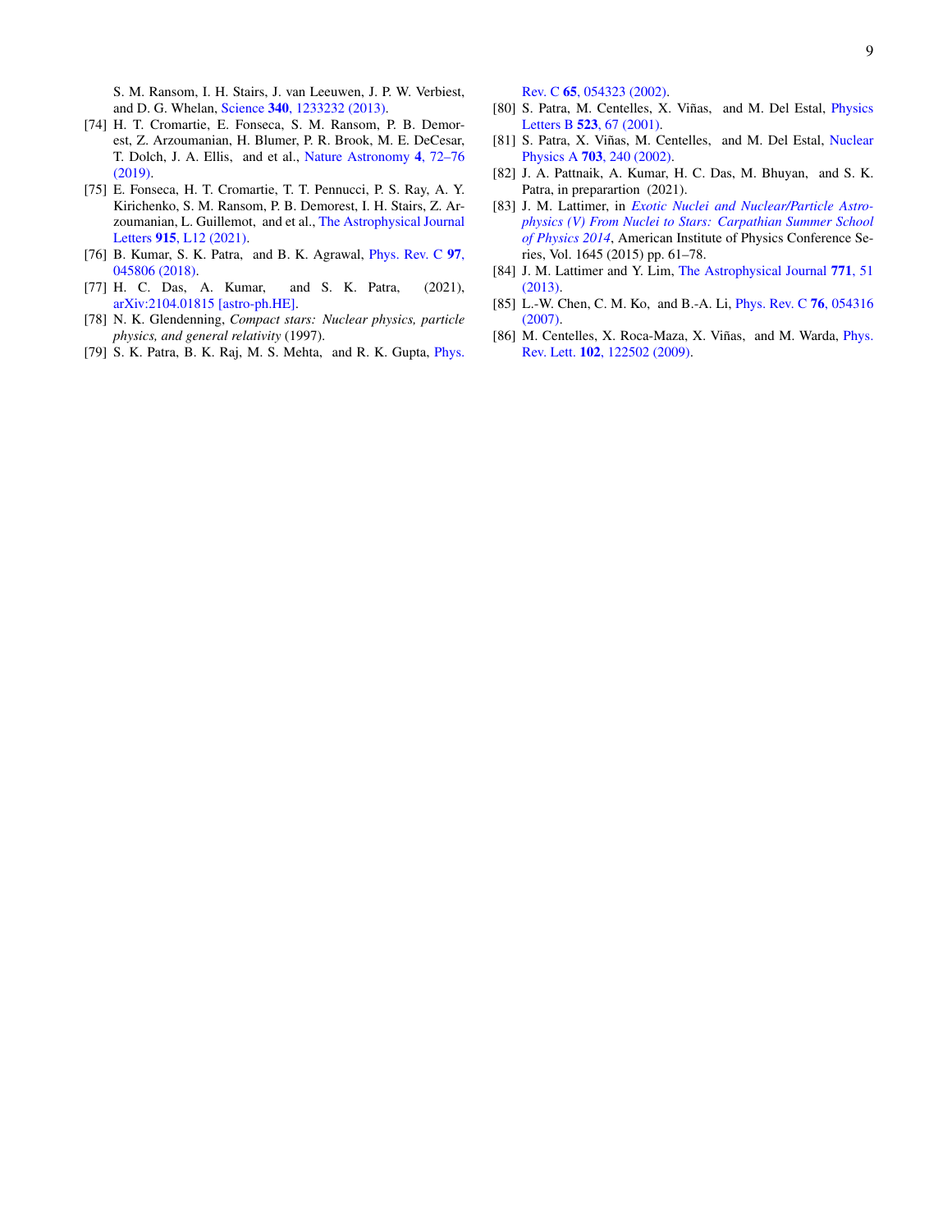S. M. Ransom, I. H. Stairs, J. van Leeuwen, J. P. W. Verbiest, and D. G. Whelan, Science **340**, 1233232 (2013).

[74] H. T. Cromartie, E. Fonseca, S. M. Ransom, P. B. Demorest, Z. Arzoumanian, H. Blumer, P. R. Brook, M. E. DeCesar, T. Dolch, J. A. Ellis, and et al., Nature Astronomy **4**, 72–76 (2019).

[75] E. Fonseca, H. T. Cromartie, T. T. Pennucci, P. S. Ray, A. Y. Kirichenko, S. M. Ransom, P. B. Demorest, I. H. Stairs, Z. Arzoumanian, L. Guillemot, and et al., The Astrophysical Journal Letters **915**, L12 (2021).

[76] B. Kumar, S. K. Patra, and B. K. Agrawal, Phys. Rev. C **97**, 045806 (2018).

[77] H. C. Das, A. Kumar, and S. K. Patra, (2021), arXiv:2104.01815 [astro-ph.HE].

[78] N. K. Glendenning, *Compact stars: Nuclear physics, particle physics, and general relativity* (1997).

[79] S. K. Patra, B. K. Raj, M. S. Mehta, and R. K. Gupta, Phys. Rev. C **65**, 054323 (2002).

[80] S. Patra, M. Centelles, X. Viñas, and M. Del Estal, Physics Letters B **523**, 67 (2001).

[81] S. Patra, X. Viñas, M. Centelles, and M. Del Estal, Nuclear Physics A **703**, 240 (2002).

[82] J. A. Pattnaik, A. Kumar, H. C. Das, M. Bhuyan, and S. K. Patra, in preparartion (2021).

[83] J. M. Lattimer, in *Exotic Nuclei and Nuclear/Particle Astrophysics (V) From Nuclei to Stars: Carpathian Summer School of Physics 2014*, American Institute of Physics Conference Series, Vol. 1645 (2015) pp. 61–78.

[84] J. M. Lattimer and Y. Lim, The Astrophysical Journal **771**, 51 (2013).

[85] L.-W. Chen, C. M. Ko, and B.-A. Li, Phys. Rev. C **76**, 054316 (2007).

[86] M. Centelles, X. Roca-Maza, X. Viñas, and M. Warda, Phys. Rev. Lett. **102**, 122502 (2009).